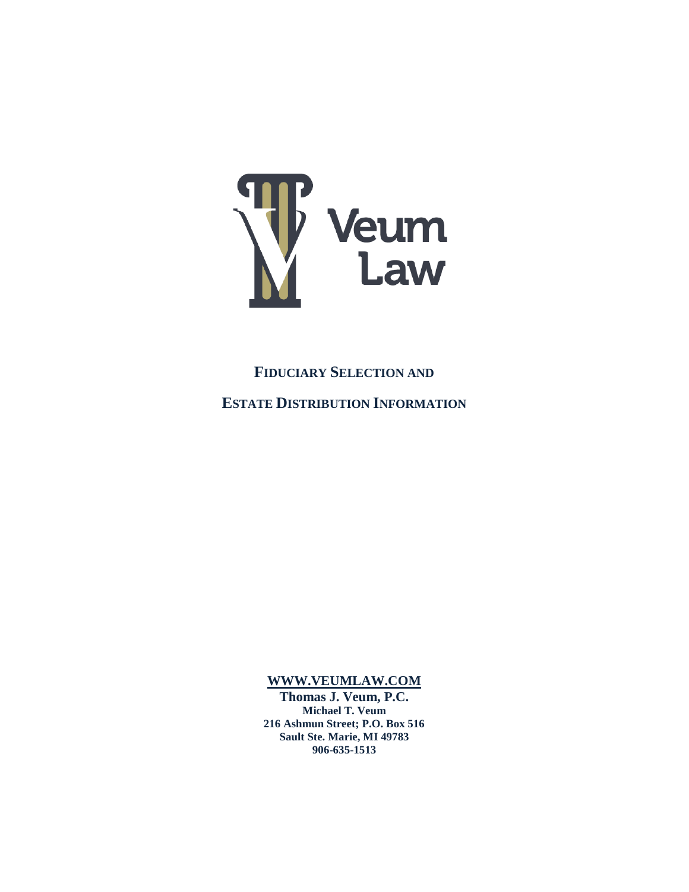Veum
Law

# FIDUCIARY SELECTION AND ESTATE DISTRIBUTION INFORMATION

**WWW.VEUMLAW.COM**

**Thomas J. Veum, P.C.**
**Michael T. Veum**
**216 Ashmun Street; P.O. Box 516**
**Sault Ste. Marie, MI 49783**
**906-635-1513**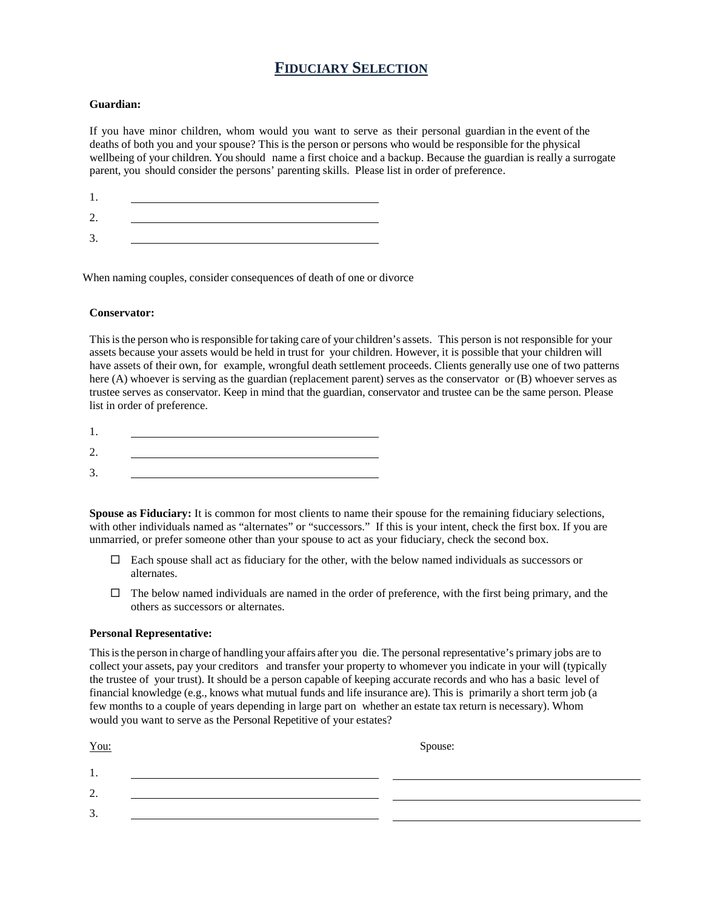# FIDUCIARY SELECTION

**Guardian:**

If you have minor children, whom would you want to serve as their personal guardian in the event of the deaths of both you and your spouse? This is the person or persons who would be responsible for the physical wellbeing of your children. You should name a first choice and a backup. Because the guardian is really a surrogate parent, you should consider the persons' parenting skills. Please list in order of preference.

1. ______________________________
2. ______________________________
3. ______________________________

When naming couples, consider consequences of death of one or divorce

**Conservator:**

This is the person who is responsible for taking care of your children's assets. This person is not responsible for your assets because your assets would be held in trust for your children. However, it is possible that your children will have assets of their own, for example, wrongful death settlement proceeds. Clients generally use one of two patterns here (A) whoever is serving as the guardian (replacement parent) serves as the conservator or (B) whoever serves as trustee serves as conservator. Keep in mind that the guardian, conservator and trustee can be the same person. Please list in order of preference.

1. ______________________________
2. ______________________________
3. ______________________________

**Spouse as Fiduciary:** It is common for most clients to name their spouse for the remaining fiduciary selections, with other individuals named as "alternates" or "successors." If this is your intent, check the first box. If you are unmarried, or prefer someone other than your spouse to act as your fiduciary, check the second box.

- ☐ Each spouse shall act as fiduciary for the other, with the below named individuals as successors or alternates.
- ☐ The below named individuals are named in the order of preference, with the first being primary, and the others as successors or alternates.

**Personal Representative:**

This is the person in charge of handling your affairs after you die. The personal representative's primary jobs are to collect your assets, pay your creditors and transfer your property to whomever you indicate in your will (typically the trustee of your trust). It should be a person capable of keeping accurate records and who has a basic level of financial knowledge (e.g., knows what mutual funds and life insurance are). This is primarily a short term job (a few months to a couple of years depending in large part on whether an estate tax return is necessary). Whom would you want to serve as the Personal Repetitive of your estates?

| | You: | Spouse: |
|---|---|---|
| 1. | ______________________________ | ______________________________ |
| 2. | ______________________________ | ______________________________ |
| 3. | ______________________________ | ______________________________ |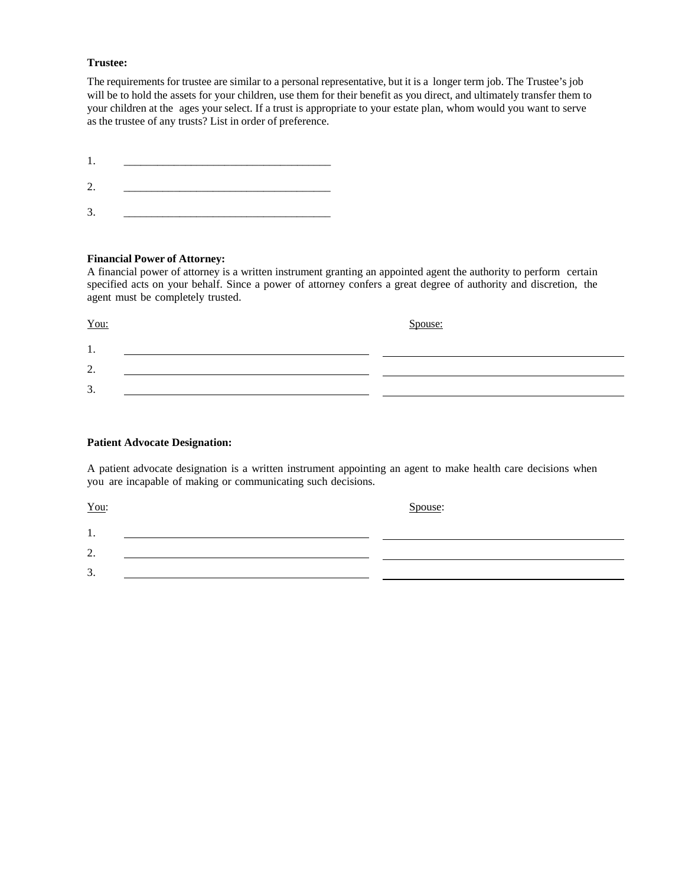**Trustee:**

The requirements for trustee are similar to a personal representative, but it is a longer term job. The Trustee's job will be to hold the assets for your children, use them for their benefit as you direct, and ultimately transfer them to your children at the ages your select. If a trust is appropriate to your estate plan, whom would you want to serve as the trustee of any trusts? List in order of preference.

1. ______________________________________

2. ______________________________________

3. ______________________________________

**Financial Power of Attorney:**
A financial power of attorney is a written instrument granting an appointed agent the authority to perform certain specified acts on your behalf. Since a power of attorney confers a great degree of authority and discretion, the agent must be completely trusted.

| | You: | Spouse: |
|---|---|---|
| 1. | ______________________________ | ______________________________ |
| 2. | ______________________________ | ______________________________ |
| 3. | ______________________________ | ______________________________ |

**Patient Advocate Designation:**

A patient advocate designation is a written instrument appointing an agent to make health care decisions when you are incapable of making or communicating such decisions.

| | You: | Spouse: |
|---|---|---|
| 1. | ______________________________ | ______________________________ |
| 2. | ______________________________ | ______________________________ |
| 3. | ______________________________ | ______________________________ |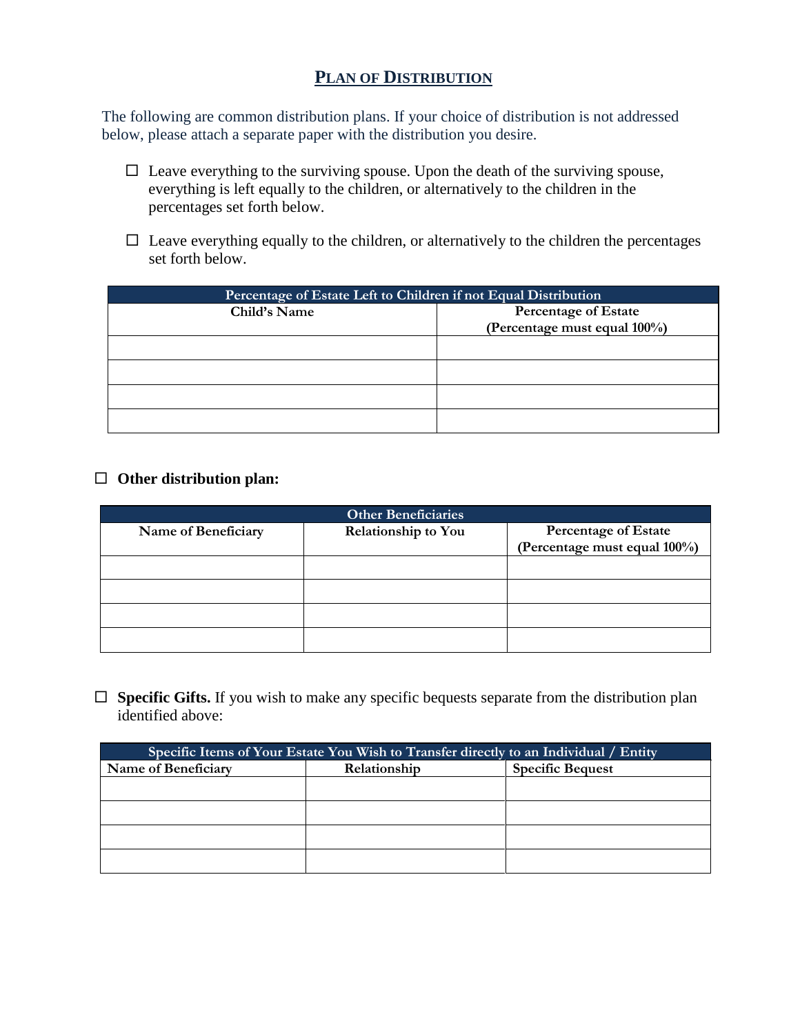## PLAN OF DISTRIBUTION

The following are common distribution plans. If your choice of distribution is not addressed below, please attach a separate paper with the distribution you desire.

- ☐ Leave everything to the surviving spouse. Upon the death of the surviving spouse, everything is left equally to the children, or alternatively to the children in the percentages set forth below.

- ☐ Leave everything equally to the children, or alternatively to the children the percentages set forth below.

| Percentage of Estate Left to Children if not Equal Distribution | |
|---|---|
| **Child's Name** | **Percentage of Estate (Percentage must equal 100%)** |
| | |
| | |
| | |
| | |

☐ **Other distribution plan:**

| Other Beneficiaries | | |
|---|---|---|
| **Name of Beneficiary** | **Relationship to You** | **Percentage of Estate (Percentage must equal 100%)** |
| | | |
| | | |
| | | |
| | | |

☐ **Specific Gifts.** If you wish to make any specific bequests separate from the distribution plan identified above:

| Specific Items of Your Estate You Wish to Transfer directly to an Individual / Entity | | |
|---|---|---|
| **Name of Beneficiary** | **Relationship** | **Specific Bequest** |
| | | |
| | | |
| | | |
| | | |